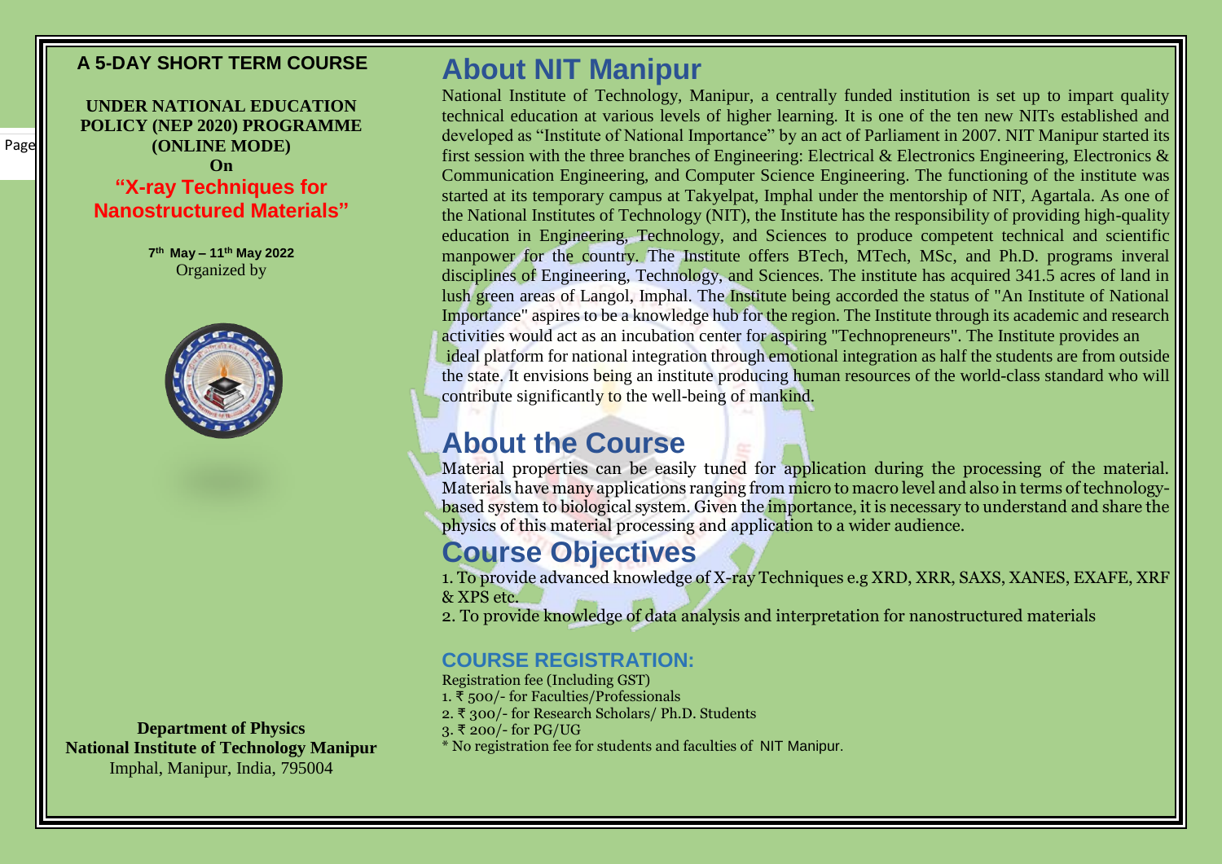**A 5-DAY SHORT TERM COURSE**

**UNDER NATIONAL EDUCATION POLICY (NEP 2020) PROGRAMME (ONLINE MODE)**

**On**

**"X-ray Techniques for Nanostructured Materials"**

**7th May – 11th May 2022**

Organized by

**Department of Physics**

**National Institute of Technology Manipur**

Imphal, Manipur, India, 795004

# About NIT Manipur

National Institute of Technology, Manipur, a centrally funded institution is set up to impart quality technical education at various levels of higher learning. It is one of the ten new NITs established and developed as "Institute of National Importance" by an act of Parliament in 2007. NIT Manipur started its first session with the three branches of Engineering: Electrical & Electronics Engineering, Electronics & Communication Engineering, and Computer Science Engineering. The functioning of the institute was started at its temporary campus at Takyelpat, Imphal under the mentorship of NIT, Agartala. As one of the National Institutes of Technology (NIT), the Institute has the responsibility of providing high-quality education in Engineering, Technology, and Sciences to produce competent technical and scientific manpower for the country. The Institute offers BTech, MTech, MSc, and Ph.D. programs inveral disciplines of Engineering, Technology, and Sciences. The institute has acquired 341.5 acres of land in lush green areas of Langol, Imphal. The Institute being accorded the status of "An Institute of National Importance" aspires to be a knowledge hub for the region. The Institute through its academic and research activities would act as an incubation center for aspiring "Technopreneurs". The Institute provides an ideal platform for national integration through emotional integration as half the students are from outside the state. It envisions being an institute producing human resources of the world-class standard who will contribute significantly to the well-being of mankind.

# About the Course

Material properties can be easily tuned for application during the processing of the material. Materials have many applications ranging from micro to macro level and also in terms of technology-based system to biological system. Given the importance, it is necessary to understand and share the physics of this material processing and application to a wider audience.

# Course Objectives

1. To provide advanced knowledge of X-ray Techniques e.g XRD, XRR, SAXS, XANES, EXAFE, XRF & XPS etc.
2. To provide knowledge of data analysis and interpretation for nanostructured materials

## COURSE REGISTRATION:

Registration fee (Including GST)

1. ₹ 500/- for Faculties/Professionals
2. ₹ 300/- for Research Scholars/ Ph.D. Students
3. ₹ 200/- for PG/UG

\* No registration fee for students and faculties of NIT Manipur.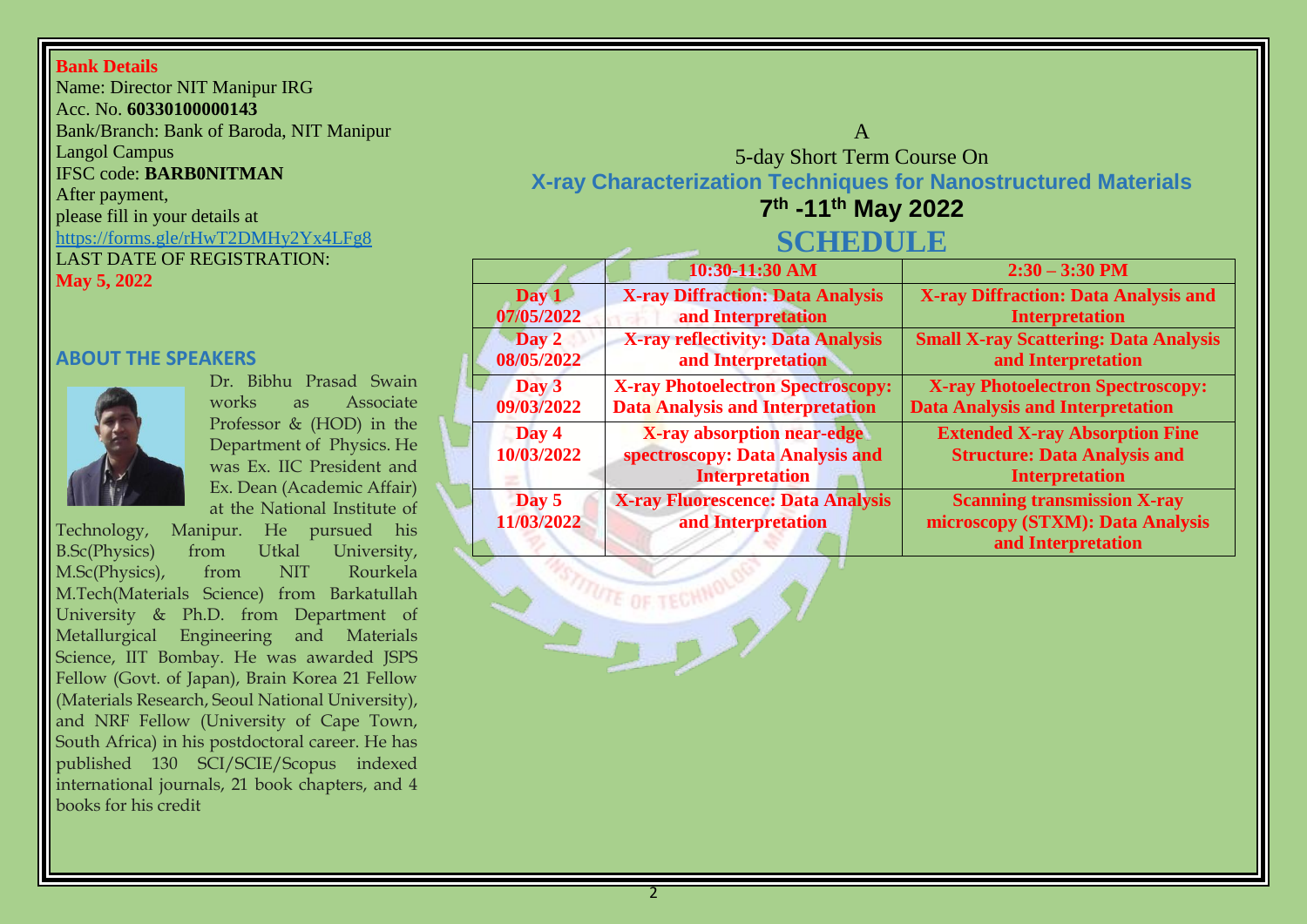**Bank Details**

Name: Director NIT Manipur IRG
Acc. No. **60330100000143**
Bank/Branch: Bank of Baroda, NIT Manipur Langol Campus
IFSC code: **BARB0NITMAN**
After payment,
please fill in your details at
https://forms.gle/rHwT2DMHy2Yx4LFg8
LAST DATE OF REGISTRATION:
**May 5, 2022**

## ABOUT THE SPEAKERS

Dr. Bibhu Prasad Swain works as Associate Professor & (HOD) in the Department of Physics. He was Ex. IIC President and Ex. Dean (Academic Affair) at the National Institute of Technology, Manipur. He pursued his B.Sc(Physics) from Utkal University, M.Sc(Physics), from NIT Rourkela M.Tech(Materials Science) from Barkatullah University & Ph.D. from Department of Metallurgical Engineering and Materials Science, IIT Bombay. He was awarded JSPS Fellow (Govt. of Japan), Brain Korea 21 Fellow (Materials Research, Seoul National University), and NRF Fellow (University of Cape Town, South Africa) in his postdoctoral career. He has published 130 SCI/SCIE/Scopus indexed international journals, 21 book chapters, and 4 books for his credit

A
5-day Short Term Course On

**X-ray Characterization Techniques for Nanostructured Materials**

**7th -11th May 2022**

# SCHEDULE

| | 10:30-11:30 AM | 2:30 – 3:30 PM |
|---|---|---|
| **Day 1** 07/05/2022 | **X-ray Diffraction: Data Analysis and Interpretation** | **X-ray Diffraction: Data Analysis and Interpretation** |
| **Day 2** 08/05/2022 | **X-ray reflectivity: Data Analysis and Interpretation** | **Small X-ray Scattering: Data Analysis and Interpretation** |
| **Day 3** 09/03/2022 | **X-ray Photoelectron Spectroscopy: Data Analysis and Interpretation** | **X-ray Photoelectron Spectroscopy: Data Analysis and Interpretation** |
| **Day 4** 10/03/2022 | **X-ray absorption near-edge spectroscopy: Data Analysis and Interpretation** | **Extended X-ray Absorption Fine Structure: Data Analysis and Interpretation** |
| **Day 5** 11/03/2022 | **X-ray Fluorescence: Data Analysis and Interpretation** | **Scanning transmission X-ray microscopy (STXM): Data Analysis and Interpretation** |